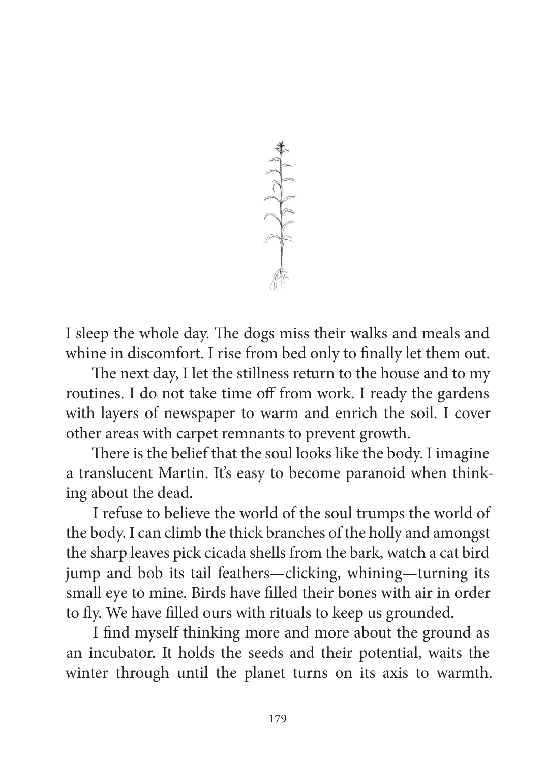I sleep the whole day. The dogs miss their walks and meals and whine in discomfort. I rise from bed only to finally let them out.

The next day, I let the stillness return to the house and to my routines. I do not take time off from work. I ready the gardens with layers of newspaper to warm and enrich the soil. I cover other areas with carpet remnants to prevent growth.

There is the belief that the soul looks like the body. I imagine a translucent Martin. It's easy to become paranoid when thinking about the dead.

I refuse to believe the world of the soul trumps the world of the body. I can climb the thick branches of the holly and amongst the sharp leaves pick cicada shells from the bark, watch a cat bird jump and bob its tail feathers—clicking, whining—turning its small eye to mine. Birds have filled their bones with air in order to fly. We have filled ours with rituals to keep us grounded.

I find myself thinking more and more about the ground as an incubator. It holds the seeds and their potential, waits the winter through until the planet turns on its axis to warmth.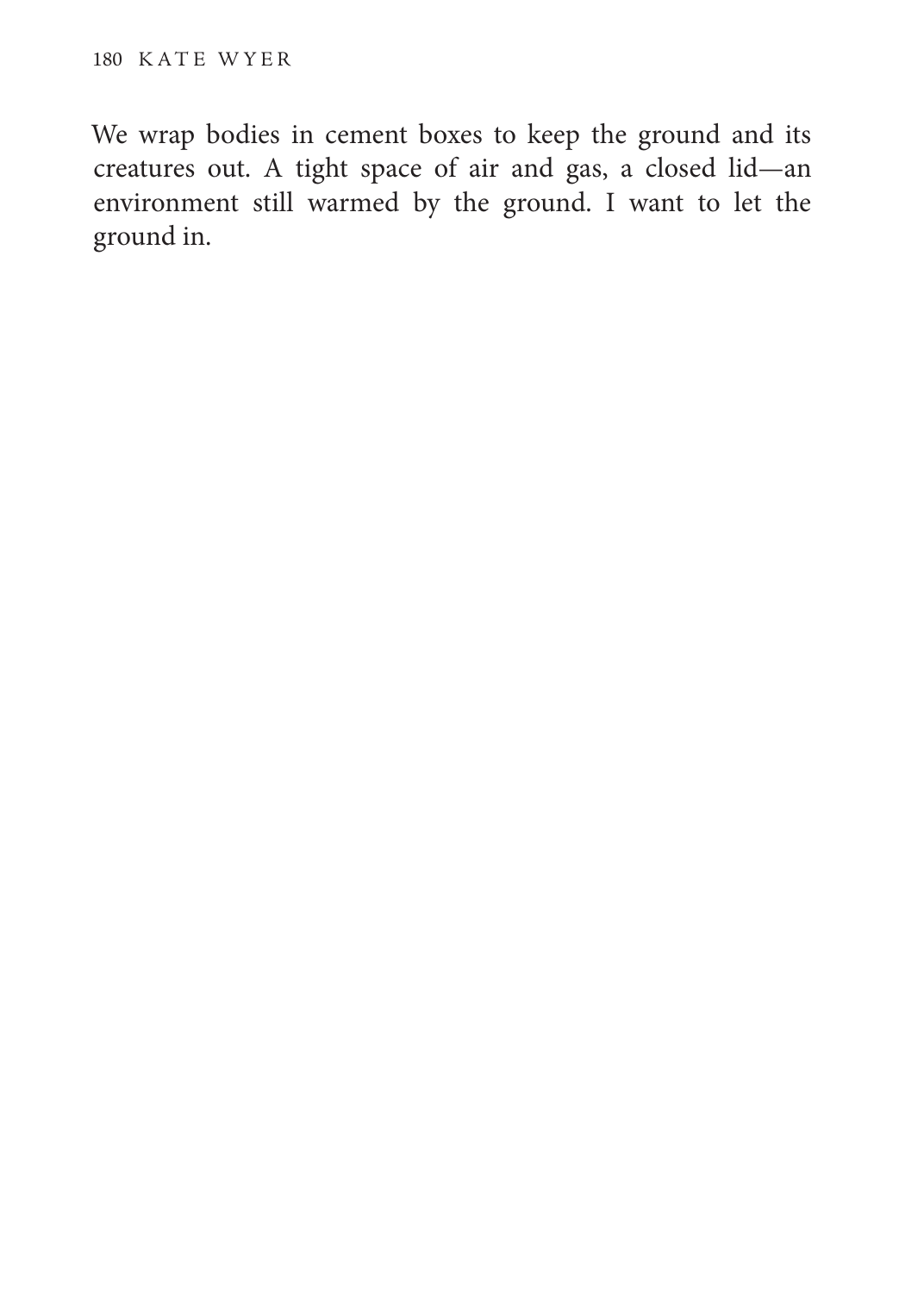We wrap bodies in cement boxes to keep the ground and its creatures out. A tight space of air and gas, a closed lid—an environment still warmed by the ground. I want to let the ground in.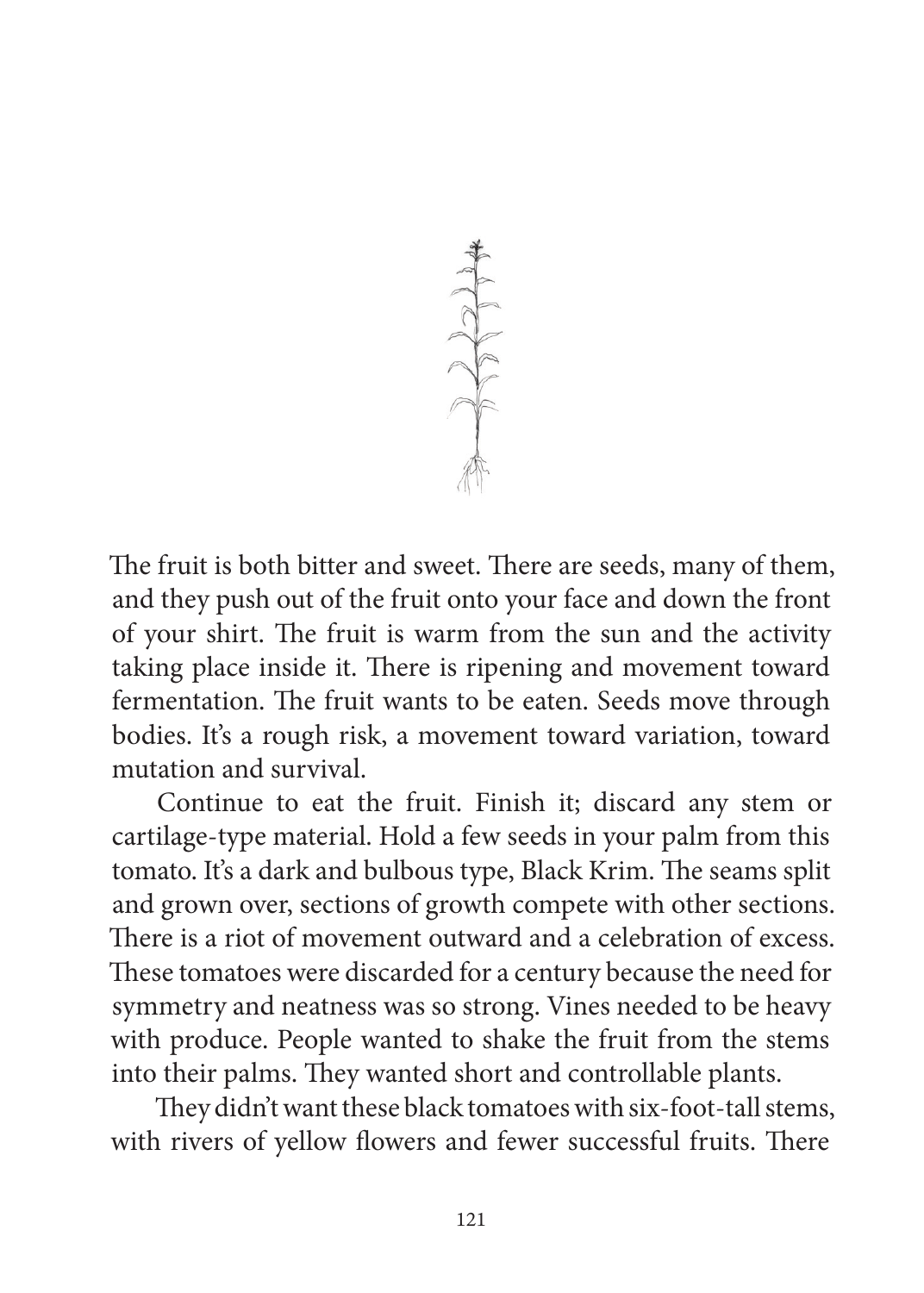The fruit is both bitter and sweet. There are seeds, many of them, and they push out of the fruit onto your face and down the front of your shirt. The fruit is warm from the sun and the activity taking place inside it. There is ripening and movement toward fermentation. The fruit wants to be eaten. Seeds move through bodies. It's a rough risk, a movement toward variation, toward mutation and survival.

Continue to eat the fruit. Finish it; discard any stem or cartilage-type material. Hold a few seeds in your palm from this tomato. It's a dark and bulbous type, Black Krim. The seams split and grown over, sections of growth compete with other sections. There is a riot of movement outward and a celebration of excess. These tomatoes were discarded for a century because the need for symmetry and neatness was so strong. Vines needed to be heavy with produce. People wanted to shake the fruit from the stems into their palms. They wanted short and controllable plants.

They didn't want these black tomatoes with six-foot-tall stems, with rivers of yellow flowers and fewer successful fruits. There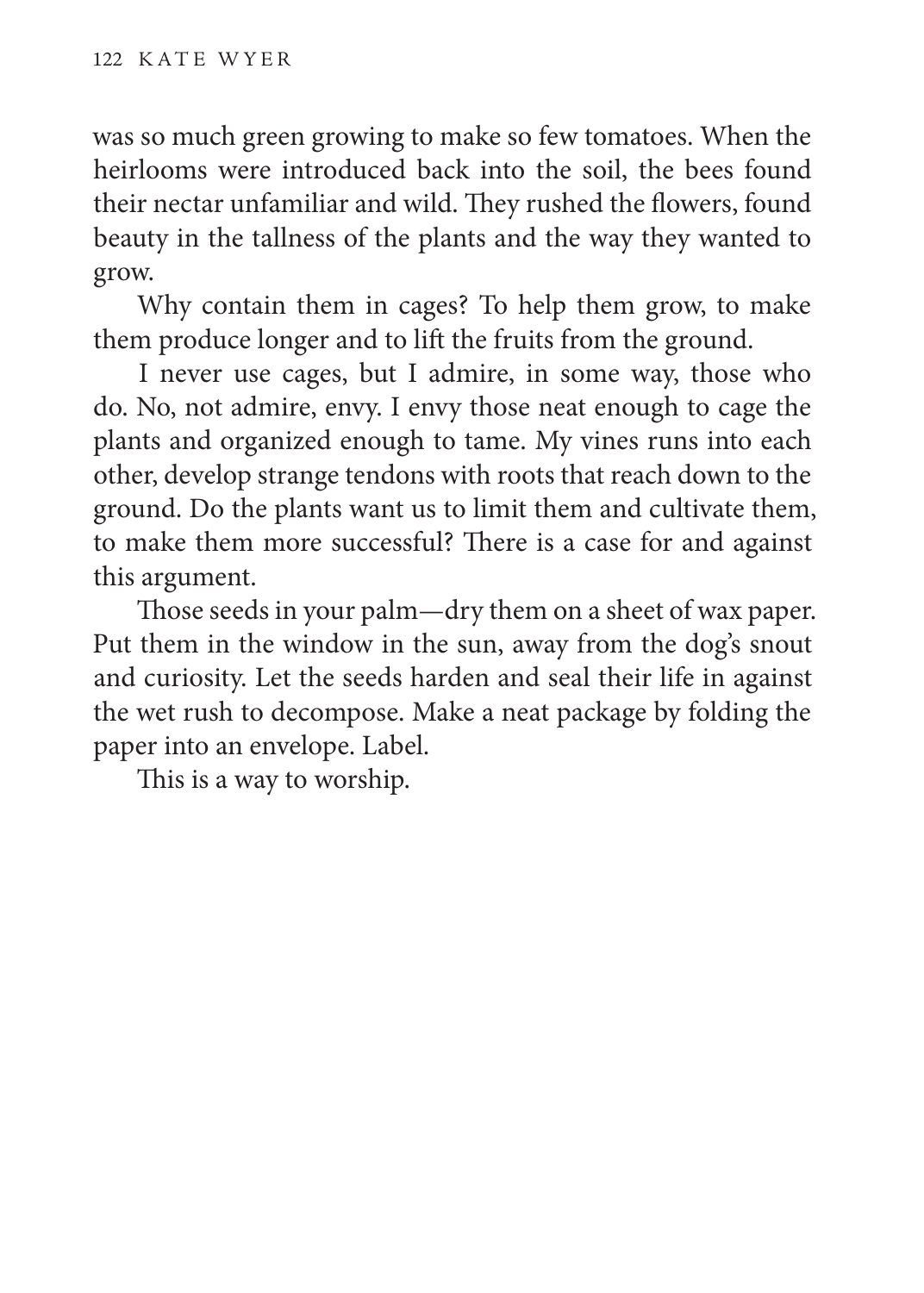was so much green growing to make so few tomatoes. When the heirlooms were introduced back into the soil, the bees found their nectar unfamiliar and wild. They rushed the flowers, found beauty in the tallness of the plants and the way they wanted to grow.

Why contain them in cages? To help them grow, to make them produce longer and to lift the fruits from the ground.

I never use cages, but I admire, in some way, those who do. No, not admire, envy. I envy those neat enough to cage the plants and organized enough to tame. My vines runs into each other, develop strange tendons with roots that reach down to the ground. Do the plants want us to limit them and cultivate them, to make them more successful? There is a case for and against this argument.

Those seeds in your palm—dry them on a sheet of wax paper. Put them in the window in the sun, away from the dog's snout and curiosity. Let the seeds harden and seal their life in against the wet rush to decompose. Make a neat package by folding the paper into an envelope. Label.

This is a way to worship.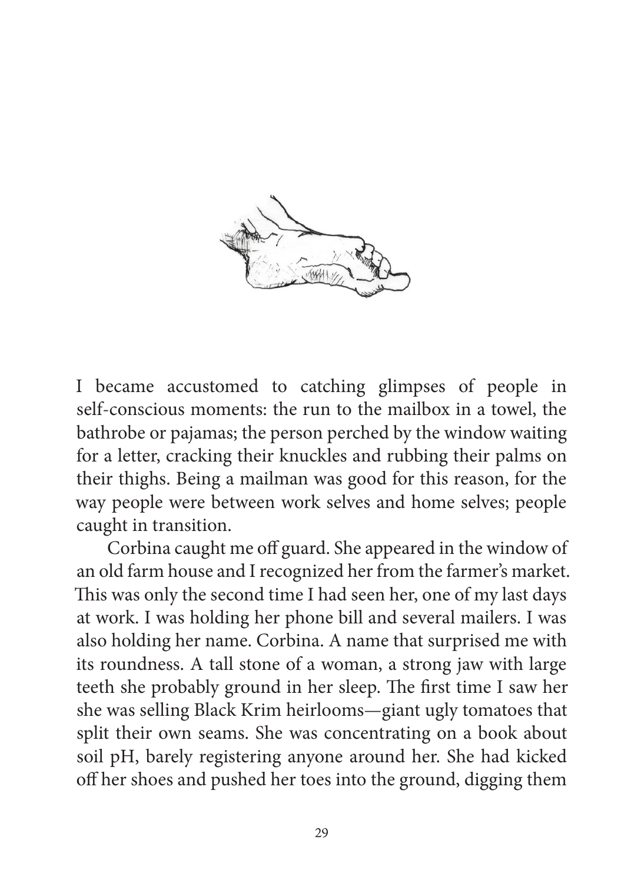I became accustomed to catching glimpses of people in self-conscious moments: the run to the mailbox in a towel, the bathrobe or pajamas; the person perched by the window waiting for a letter, cracking their knuckles and rubbing their palms on their thighs. Being a mailman was good for this reason, for the way people were between work selves and home selves; people caught in transition.

Corbina caught me off guard. She appeared in the window of an old farm house and I recognized her from the farmer's market. This was only the second time I had seen her, one of my last days at work. I was holding her phone bill and several mailers. I was also holding her name. Corbina. A name that surprised me with its roundness. A tall stone of a woman, a strong jaw with large teeth she probably ground in her sleep. The first time I saw her she was selling Black Krim heirlooms—giant ugly tomatoes that split their own seams. She was concentrating on a book about soil pH, barely registering anyone around her. She had kicked off her shoes and pushed her toes into the ground, digging them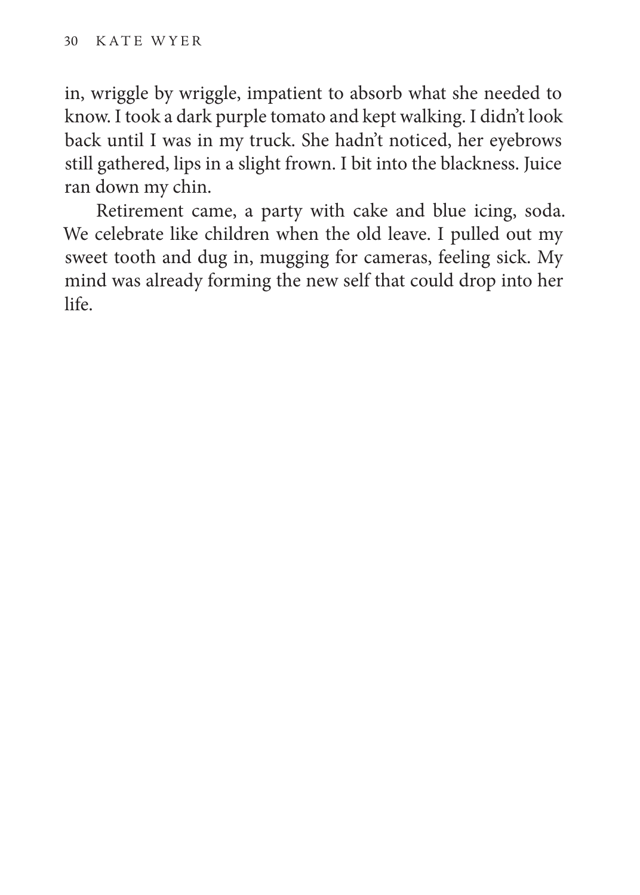in, wriggle by wriggle, impatient to absorb what she needed to know. I took a dark purple tomato and kept walking. I didn't look back until I was in my truck. She hadn't noticed, her eyebrows still gathered, lips in a slight frown. I bit into the blackness. Juice ran down my chin.

Retirement came, a party with cake and blue icing, soda. We celebrate like children when the old leave. I pulled out my sweet tooth and dug in, mugging for cameras, feeling sick. My mind was already forming the new self that could drop into her life.